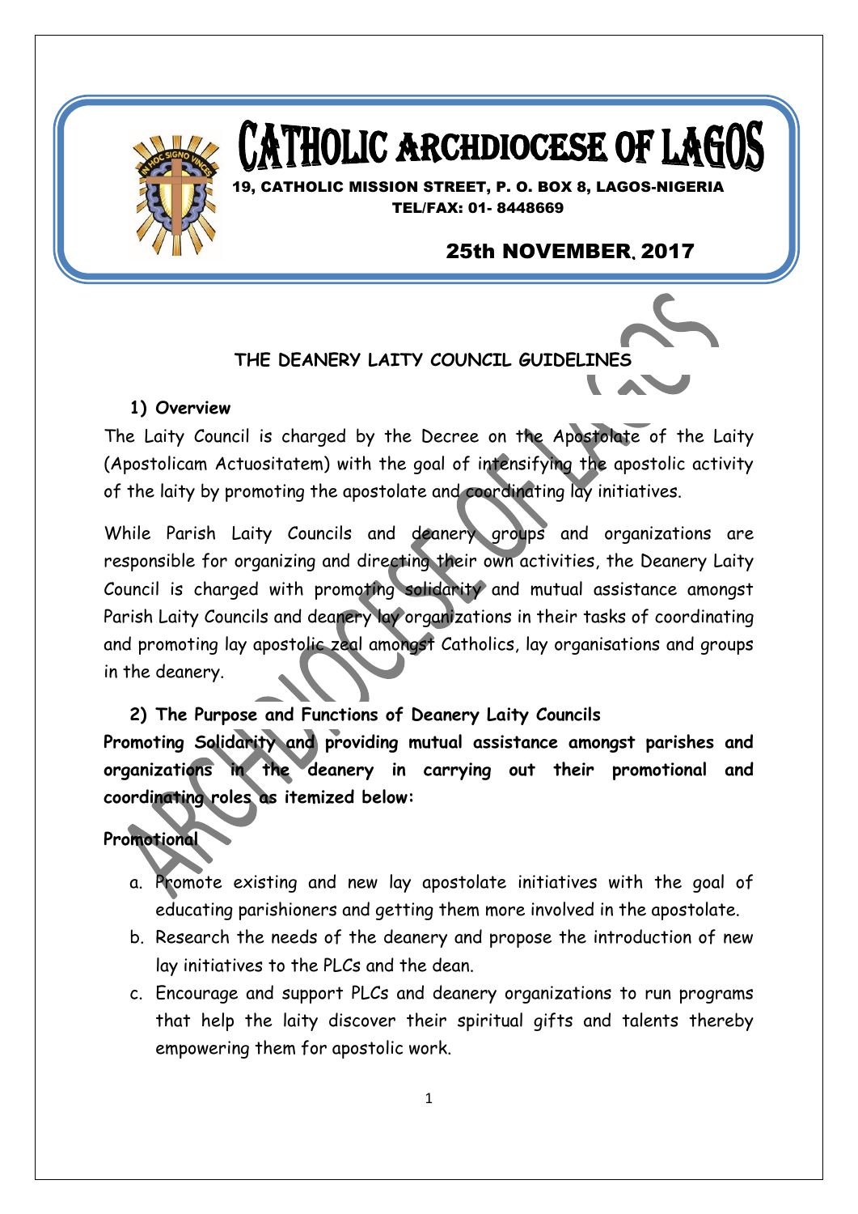# CATHOLIC ARCHDIOCESE OF LAGOS

19, CATHOLIC MISSION STREET, P. O. BOX 8, LAGOS-NIGERIA
TEL/FAX: 01- 8448669

25th NOVEMBER, 2017

## THE DEANERY LAITY COUNCIL GUIDELINES

### 1) Overview

The Laity Council is charged by the Decree on the Apostolate of the Laity (Apostolicam Actuositatem) with the goal of intensifying the apostolic activity of the laity by promoting the apostolate and coordinating lay initiatives.

While Parish Laity Councils and deanery groups and organizations are responsible for organizing and directing their own activities, the Deanery Laity Council is charged with promoting solidarity and mutual assistance amongst Parish Laity Councils and deanery lay organizations in their tasks of coordinating and promoting lay apostolic zeal amongst Catholics, lay organisations and groups in the deanery.

### 2) The Purpose and Functions of Deanery Laity Councils

**Promoting Solidarity and providing mutual assistance amongst parishes and organizations in the deanery in carrying out their promotional and coordinating roles as itemized below:**

**Promotional**

a. Promote existing and new lay apostolate initiatives with the goal of educating parishioners and getting them more involved in the apostolate.
b. Research the needs of the deanery and propose the introduction of new lay initiatives to the PLCs and the dean.
c. Encourage and support PLCs and deanery organizations to run programs that help the laity discover their spiritual gifts and talents thereby empowering them for apostolic work.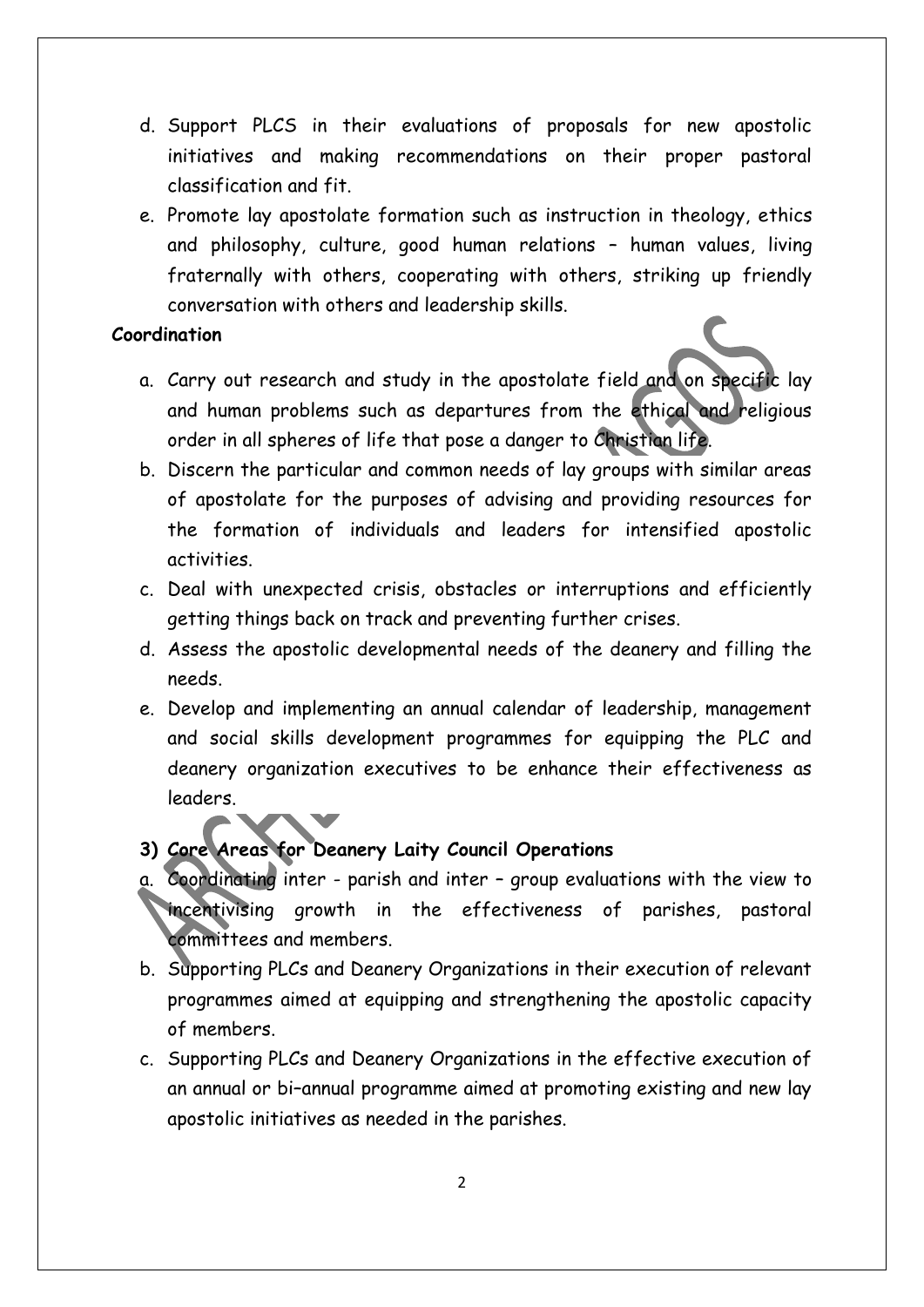d. Support PLCS in their evaluations of proposals for new apostolic initiatives and making recommendations on their proper pastoral classification and fit.
e. Promote lay apostolate formation such as instruction in theology, ethics and philosophy, culture, good human relations – human values, living fraternally with others, cooperating with others, striking up friendly conversation with others and leadership skills.

**Coordination**

a. Carry out research and study in the apostolate field and on specific lay and human problems such as departures from the ethical and religious order in all spheres of life that pose a danger to Christian life.
b. Discern the particular and common needs of lay groups with similar areas of apostolate for the purposes of advising and providing resources for the formation of individuals and leaders for intensified apostolic activities.
c. Deal with unexpected crisis, obstacles or interruptions and efficiently getting things back on track and preventing further crises.
d. Assess the apostolic developmental needs of the deanery and filling the needs.
e. Develop and implementing an annual calendar of leadership, management and social skills development programmes for equipping the PLC and deanery organization executives to be enhance their effectiveness as leaders.

**3) Core Areas for Deanery Laity Council Operations**

a. Coordinating inter - parish and inter – group evaluations with the view to incentivising growth in the effectiveness of parishes, pastoral committees and members.
b. Supporting PLCs and Deanery Organizations in their execution of relevant programmes aimed at equipping and strengthening the apostolic capacity of members.
c. Supporting PLCs and Deanery Organizations in the effective execution of an annual or bi–annual programme aimed at promoting existing and new lay apostolic initiatives as needed in the parishes.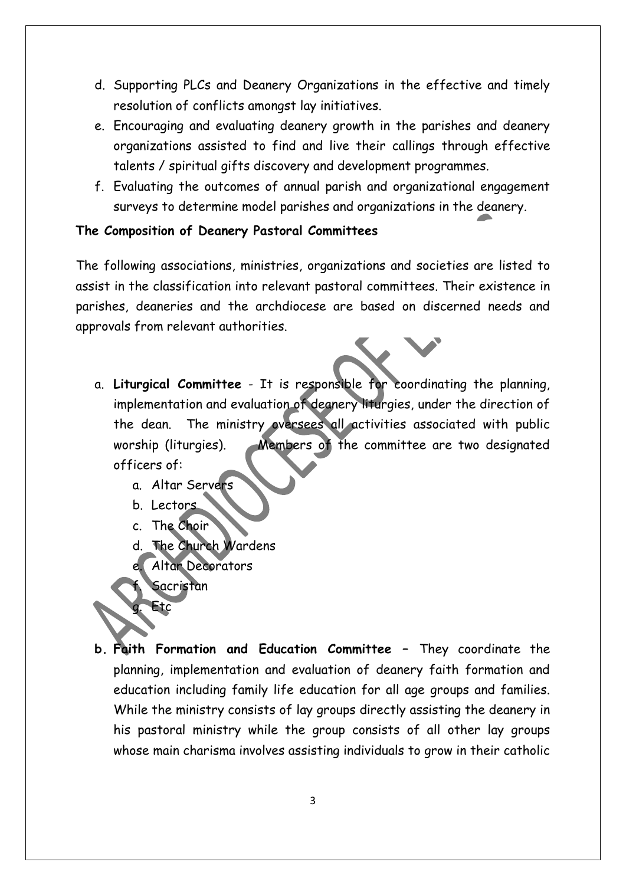d. Supporting PLCs and Deanery Organizations in the effective and timely resolution of conflicts amongst lay initiatives.
e. Encouraging and evaluating deanery growth in the parishes and deanery organizations assisted to find and live their callings through effective talents / spiritual gifts discovery and development programmes.
f. Evaluating the outcomes of annual parish and organizational engagement surveys to determine model parishes and organizations in the deanery.

**The Composition of Deanery Pastoral Committees**

The following associations, ministries, organizations and societies are listed to assist in the classification into relevant pastoral committees. Their existence in parishes, deaneries and the archdiocese are based on discerned needs and approvals from relevant authorities.

a. **Liturgical Committee** - It is responsible for coordinating the planning, implementation and evaluation of deanery liturgies, under the direction of the dean. The ministry oversees all activities associated with public worship (liturgies). Members of the committee are two designated officers of:
    a. Altar Servers
    b. Lectors
    c. The Choir
    d. The Church Wardens
    e. Altar Decorators
    f. Sacristan
    g. Etc

**b. Faith Formation and Education Committee** – They coordinate the planning, implementation and evaluation of deanery faith formation and education including family life education for all age groups and families. While the ministry consists of lay groups directly assisting the deanery in his pastoral ministry while the group consists of all other lay groups whose main charisma involves assisting individuals to grow in their catholic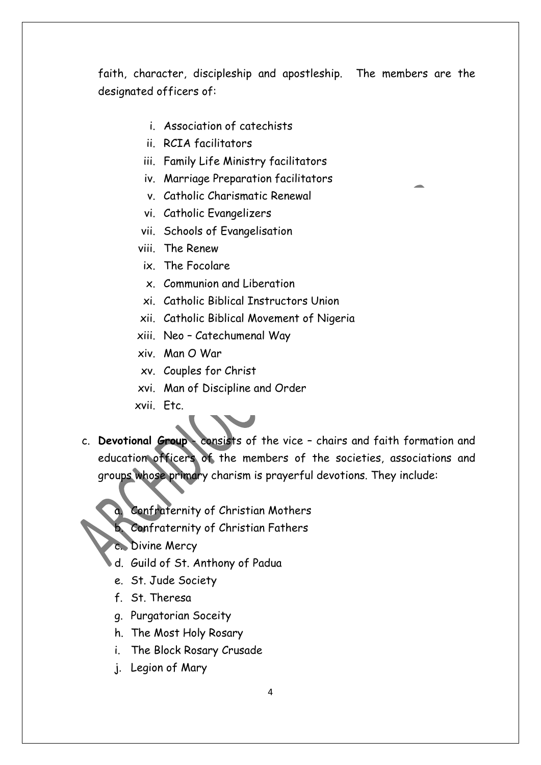faith, character, discipleship and apostleship. The members are the designated officers of:

i. Association of catechists
ii. RCIA facilitators
iii. Family Life Ministry facilitators
iv. Marriage Preparation facilitators
v. Catholic Charismatic Renewal
vi. Catholic Evangelizers
vii. Schools of Evangelisation
viii. The Renew
ix. The Focolare
x. Communion and Liberation
xi. Catholic Biblical Instructors Union
xii. Catholic Biblical Movement of Nigeria
xiii. Neo – Catechumenal Way
xiv. Man O War
xv. Couples for Christ
xvi. Man of Discipline and Order
xvii. Etc.

c. **Devotional Group** - consists of the vice – chairs and faith formation and education officers of the members of the societies, associations and groups whose primary charism is prayerful devotions. They include:

a. Confraternity of Christian Mothers
b. Confraternity of Christian Fathers
c. Divine Mercy
d. Guild of St. Anthony of Padua
e. St. Jude Society
f. St. Theresa
g. Purgatorian Soceity
h. The Most Holy Rosary
i. The Block Rosary Crusade
j. Legion of Mary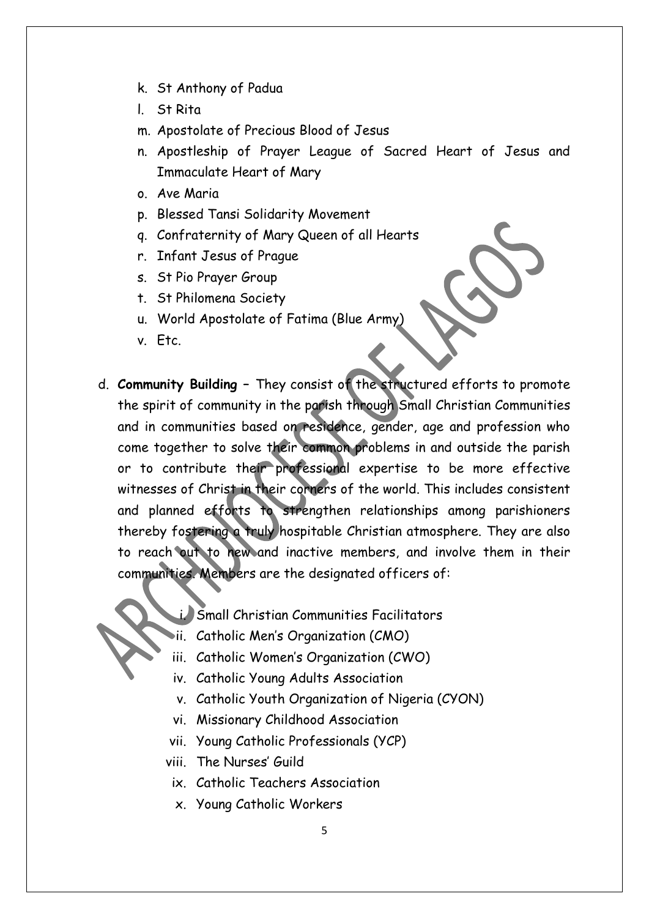k. St Anthony of Padua
l. St Rita
m. Apostolate of Precious Blood of Jesus
n. Apostleship of Prayer League of Sacred Heart of Jesus and Immaculate Heart of Mary
o. Ave Maria
p. Blessed Tansi Solidarity Movement
q. Confraternity of Mary Queen of all Hearts
r. Infant Jesus of Prague
s. St Pio Prayer Group
t. St Philomena Society
u. World Apostolate of Fatima (Blue Army)
v. Etc.

d. **Community Building** – They consist of the structured efforts to promote the spirit of community in the parish through Small Christian Communities and in communities based on residence, gender, age and profession who come together to solve their common problems in and outside the parish or to contribute their professional expertise to be more effective witnesses of Christ in their corners of the world. This includes consistent and planned efforts to strengthen relationships among parishioners thereby fostering a truly hospitable Christian atmosphere. They are also to reach out to new and inactive members, and involve them in their communities. Members are the designated officers of:

   i. Small Christian Communities Facilitators
   ii. Catholic Men's Organization (CMO)
   iii. Catholic Women's Organization (CWO)
   iv. Catholic Young Adults Association
   v. Catholic Youth Organization of Nigeria (CYON)
   vi. Missionary Childhood Association
   vii. Young Catholic Professionals (YCP)
   viii. The Nurses' Guild
   ix. Catholic Teachers Association
   x. Young Catholic Workers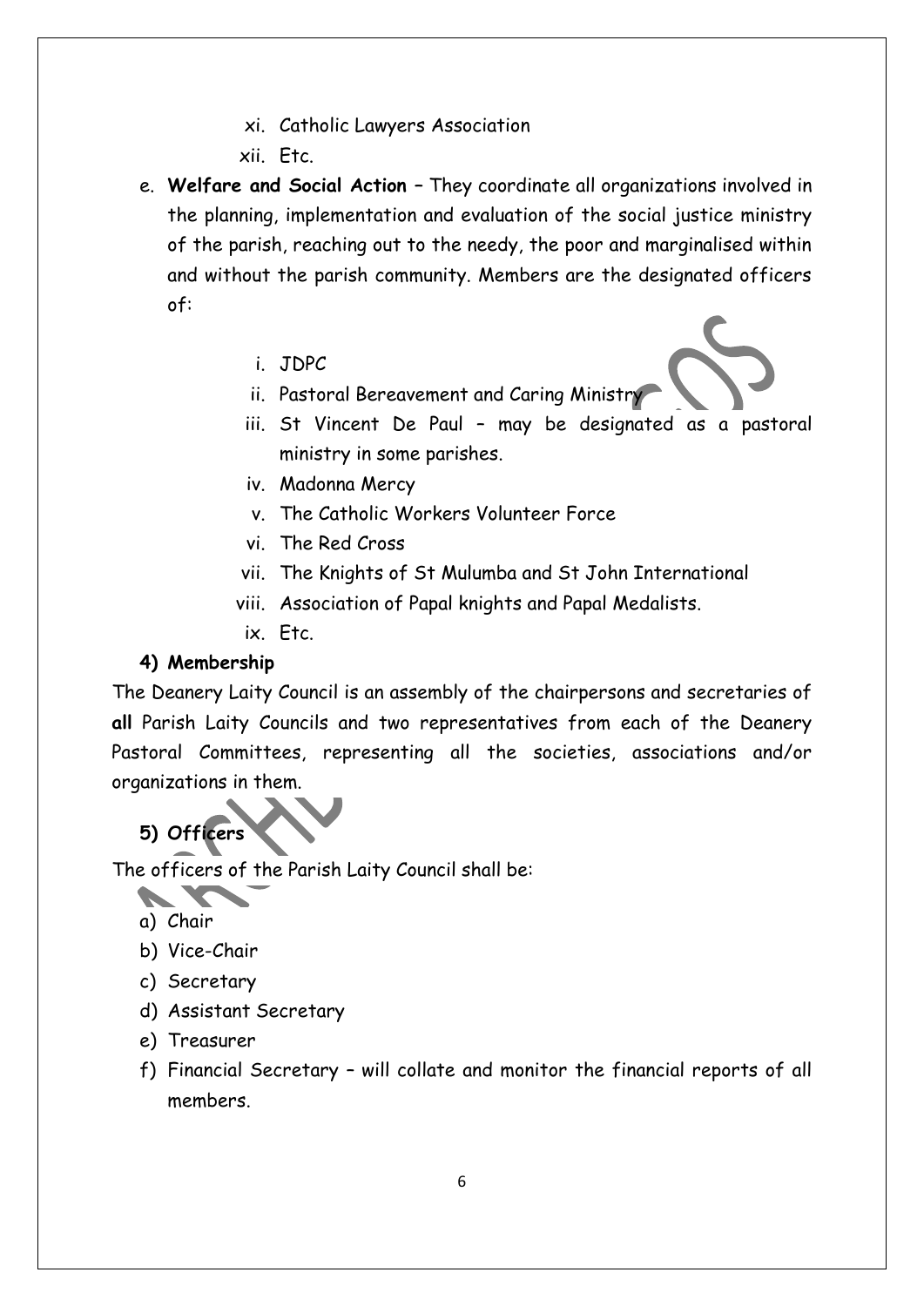xi. Catholic Lawyers Association

xii. Etc.

e. **Welfare and Social Action** – They coordinate all organizations involved in the planning, implementation and evaluation of the social justice ministry of the parish, reaching out to the needy, the poor and marginalised within and without the parish community. Members are the designated officers of:

   i. JDPC
   ii. Pastoral Bereavement and Caring Ministry
   iii. St Vincent De Paul – may be designated as a pastoral ministry in some parishes.
   iv. Madonna Mercy
   v. The Catholic Workers Volunteer Force
   vi. The Red Cross
   vii. The Knights of St Mulumba and St John International
   viii. Association of Papal knights and Papal Medalists.
   ix. Etc.

**4) Membership**

The Deanery Laity Council is an assembly of the chairpersons and secretaries of **all** Parish Laity Councils and two representatives from each of the Deanery Pastoral Committees, representing all the societies, associations and/or organizations in them.

**5) Officers**

The officers of the Parish Laity Council shall be:

a) Chair
b) Vice-Chair
c) Secretary
d) Assistant Secretary
e) Treasurer
f) Financial Secretary – will collate and monitor the financial reports of all members.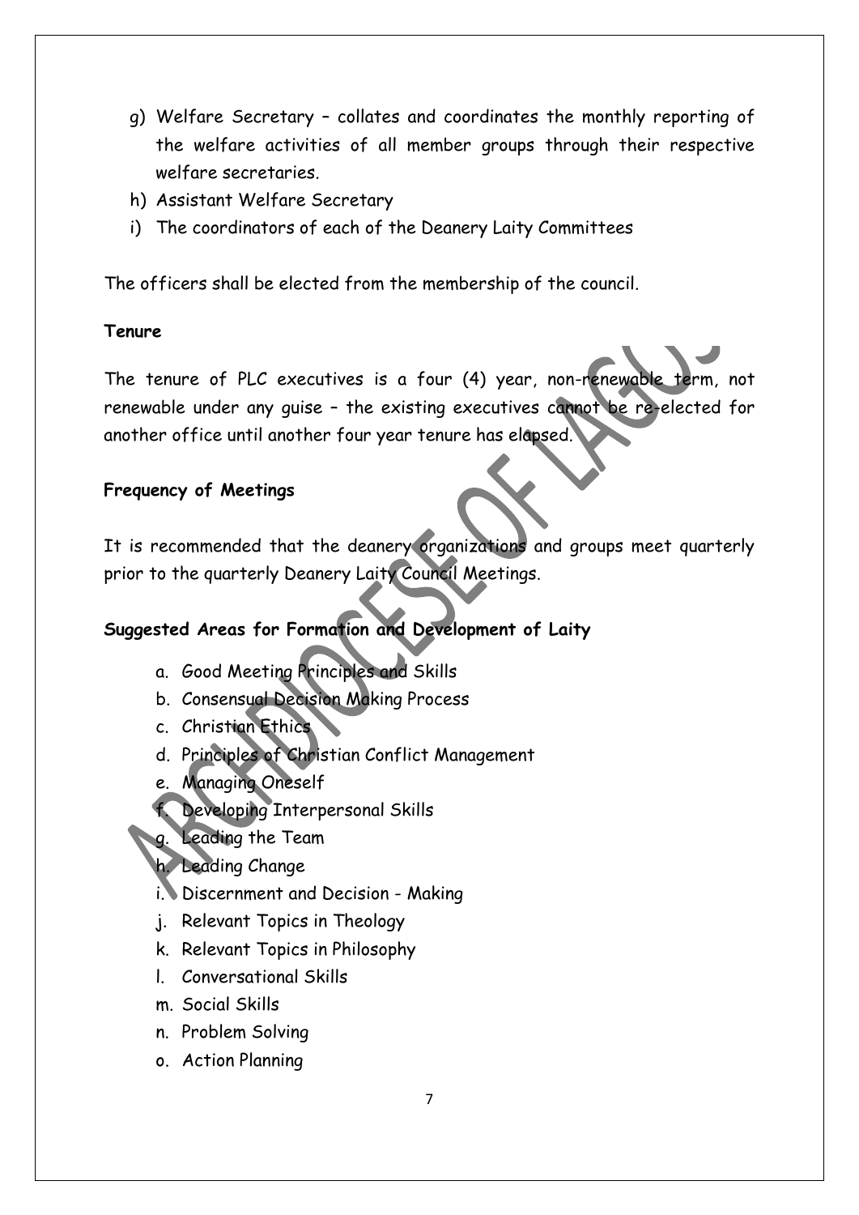g) Welfare Secretary – collates and coordinates the monthly reporting of the welfare activities of all member groups through their respective welfare secretaries.
h) Assistant Welfare Secretary
i) The coordinators of each of the Deanery Laity Committees

The officers shall be elected from the membership of the council.

**Tenure**

The tenure of PLC executives is a four (4) year, non-renewable term, not renewable under any guise – the existing executives cannot be re-elected for another office until another four year tenure has elapsed.

**Frequency of Meetings**

It is recommended that the deanery organizations and groups meet quarterly prior to the quarterly Deanery Laity Council Meetings.

**Suggested Areas for Formation and Development of Laity**

a. Good Meeting Principles and Skills
b. Consensual Decision Making Process
c. Christian Ethics
d. Principles of Christian Conflict Management
e. Managing Oneself
f. Developing Interpersonal Skills
g. Leading the Team
h. Leading Change
i. Discernment and Decision - Making
j. Relevant Topics in Theology
k. Relevant Topics in Philosophy
l. Conversational Skills
m. Social Skills
n. Problem Solving
o. Action Planning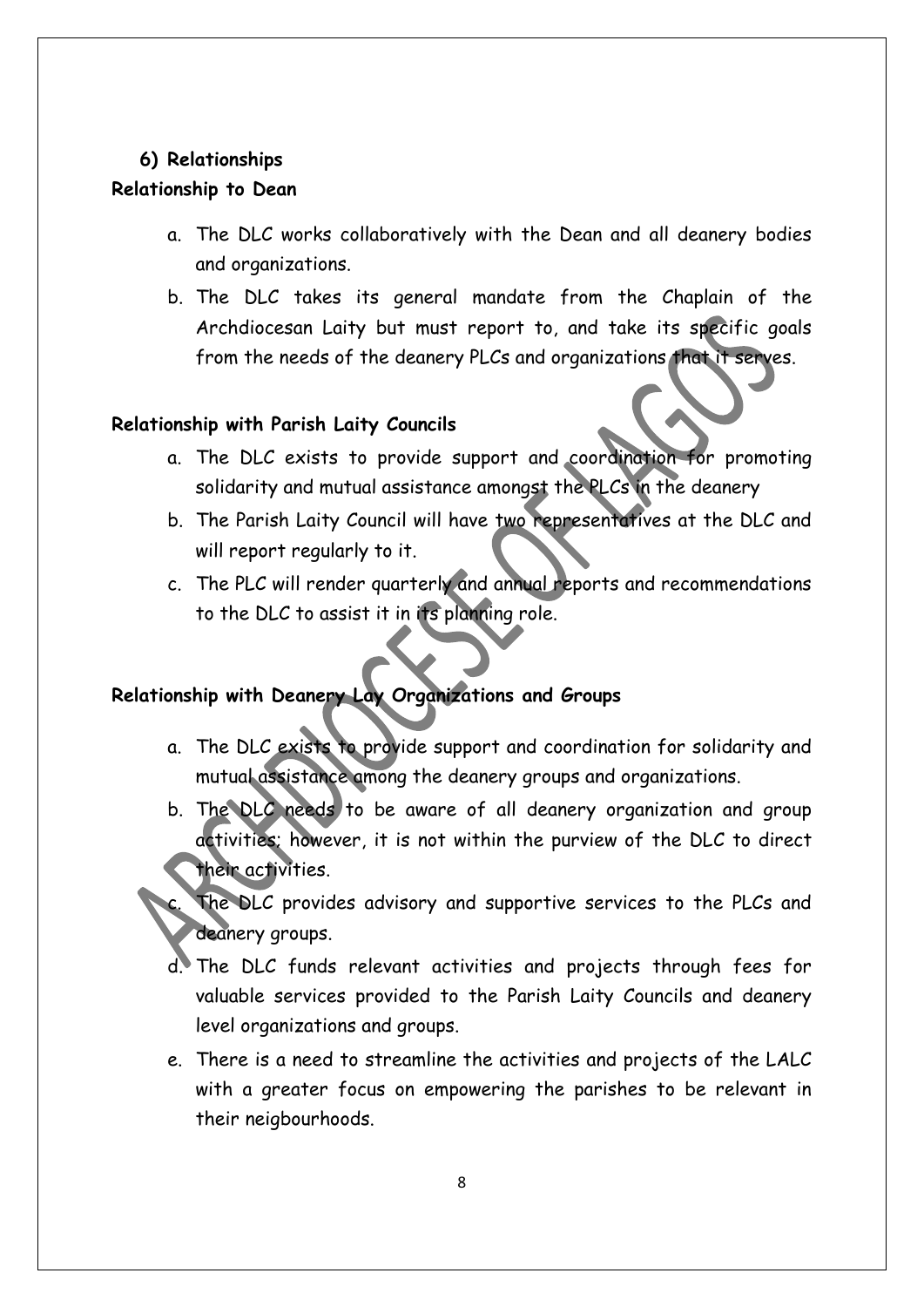### 6) Relationships

**Relationship to Dean**

a. The DLC works collaboratively with the Dean and all deanery bodies and organizations.

b. The DLC takes its general mandate from the Chaplain of the Archdiocesan Laity but must report to, and take its specific goals from the needs of the deanery PLCs and organizations that it serves.

**Relationship with Parish Laity Councils**

a. The DLC exists to provide support and coordination for promoting solidarity and mutual assistance amongst the PLCs in the deanery

b. The Parish Laity Council will have two representatives at the DLC and will report regularly to it.

c. The PLC will render quarterly and annual reports and recommendations to the DLC to assist it in its planning role.

**Relationship with Deanery Lay Organizations and Groups**

a. The DLC exists to provide support and coordination for solidarity and mutual assistance among the deanery groups and organizations.

b. The DLC needs to be aware of all deanery organization and group activities; however, it is not within the purview of the DLC to direct their activities.

c. The DLC provides advisory and supportive services to the PLCs and deanery groups.

d. The DLC funds relevant activities and projects through fees for valuable services provided to the Parish Laity Councils and deanery level organizations and groups.

e. There is a need to streamline the activities and projects of the LALC with a greater focus on empowering the parishes to be relevant in their neigbourhoods.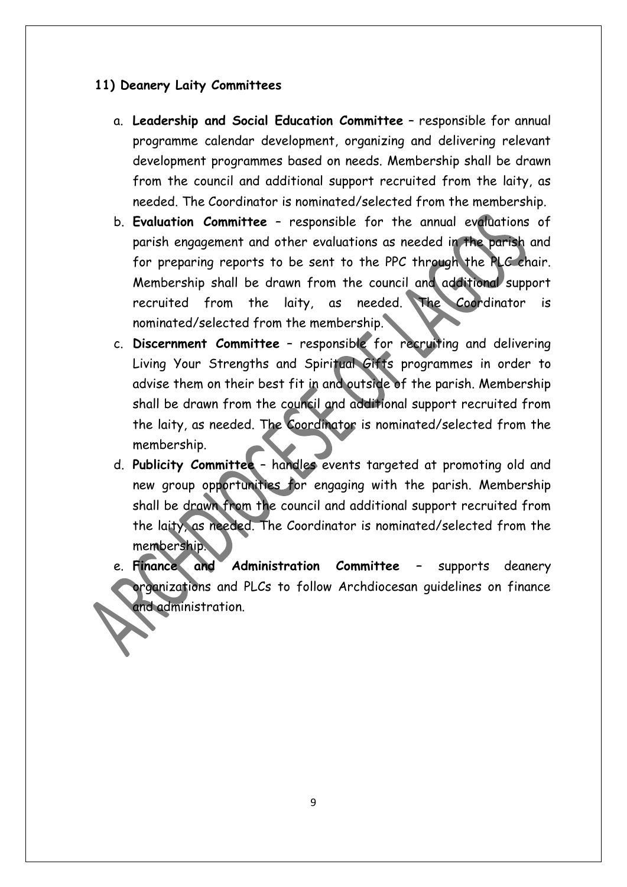**11) Deanery Laity Committees**

a. **Leadership and Social Education Committee** – responsible for annual programme calendar development, organizing and delivering relevant development programmes based on needs. Membership shall be drawn from the council and additional support recruited from the laity, as needed. The Coordinator is nominated/selected from the membership.

b. **Evaluation Committee** – responsible for the annual evaluations of parish engagement and other evaluations as needed in the parish and for preparing reports to be sent to the PPC through the PLC chair. Membership shall be drawn from the council and additional support recruited from the laity, as needed. The Coordinator is nominated/selected from the membership.

c. **Discernment Committee** – responsible for recruiting and delivering Living Your Strengths and Spiritual Gifts programmes in order to advise them on their best fit in and outside of the parish. Membership shall be drawn from the council and additional support recruited from the laity, as needed. The Coordinator is nominated/selected from the membership.

d. **Publicity Committee** – handles events targeted at promoting old and new group opportunities for engaging with the parish. Membership shall be drawn from the council and additional support recruited from the laity, as needed. The Coordinator is nominated/selected from the membership.

e. **Finance and Administration Committee** – supports deanery organizations and PLCs to follow Archdiocesan guidelines on finance and administration.